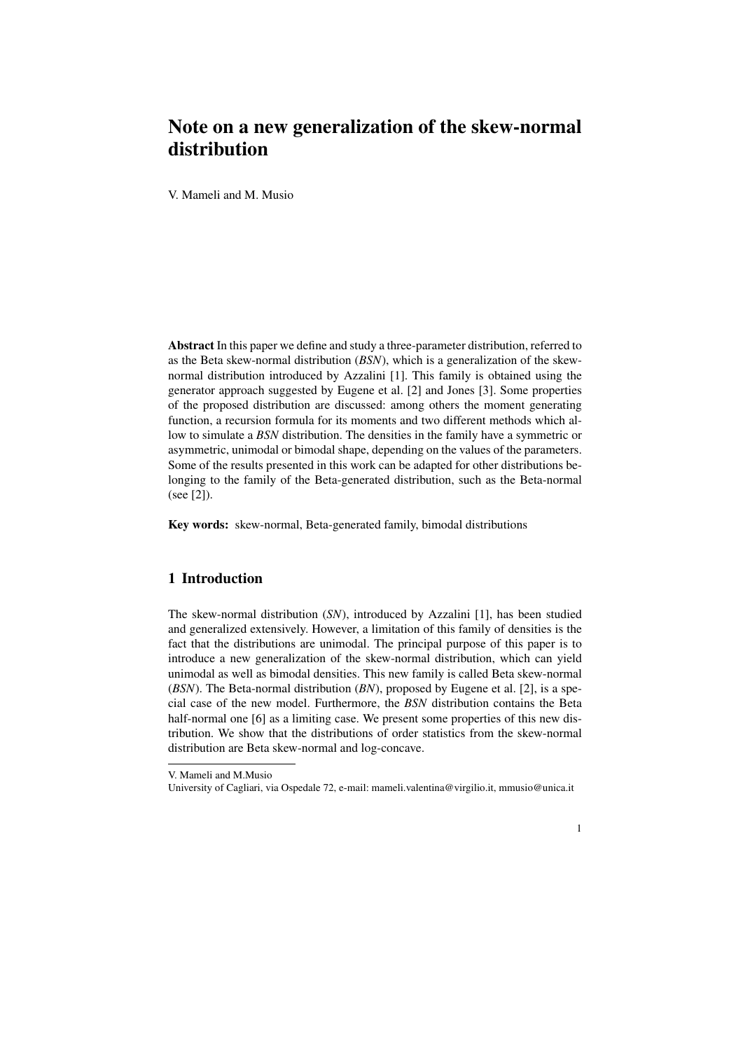# Note on a new generalization of the skew-normal distribution

V. Mameli and M. Musio

**Abstract** In this paper we define and study a three-parameter distribution, referred to as the Beta skew-normal distribution (*BSN*), which is a generalization of the skew-normal distribution introduced by Azzalini [1]. This family is obtained using the generator approach suggested by Eugene et al. [2] and Jones [3]. Some properties of the proposed distribution are discussed: among others the moment generating function, a recursion formula for its moments and two different methods which allow to simulate a *BSN* distribution. The densities in the family have a symmetric or asymmetric, unimodal or bimodal shape, depending on the values of the parameters. Some of the results presented in this work can be adapted for other distributions belonging to the family of the Beta-generated distribution, such as the Beta-normal (see [2]).

**Key words:** skew-normal, Beta-generated family, bimodal distributions

## 1 Introduction

The skew-normal distribution (*SN*), introduced by Azzalini [1], has been studied and generalized extensively. However, a limitation of this family of densities is the fact that the distributions are unimodal. The principal purpose of this paper is to introduce a new generalization of the skew-normal distribution, which can yield unimodal as well as bimodal densities. This new family is called Beta skew-normal (*BSN*). The Beta-normal distribution (*BN*), proposed by Eugene et al. [2], is a special case of the new model. Furthermore, the *BSN* distribution contains the Beta half-normal one [6] as a limiting case. We present some properties of this new distribution. We show that the distributions of order statistics from the skew-normal distribution are Beta skew-normal and log-concave.

---

V. Mameli and M.Musio
University of Cagliari, via Ospedale 72, e-mail: mameli.valentina@virgilio.it, mmusio@unica.it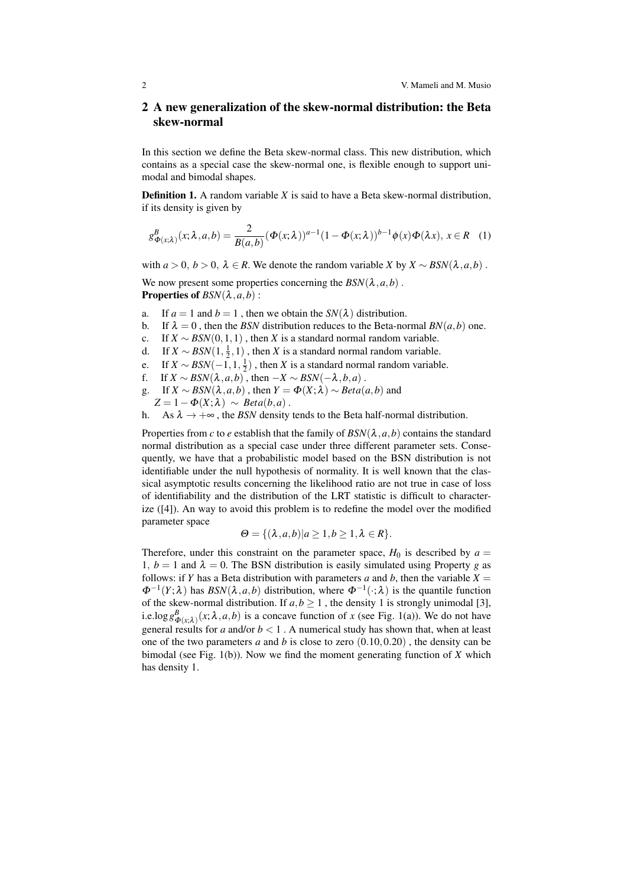## 2 A new generalization of the skew-normal distribution: the Beta skew-normal

In this section we define the Beta skew-normal class. This new distribution, which contains as a special case the skew-normal one, is flexible enough to support unimodal and bimodal shapes.

**Definition 1.** A random variable $X$ is said to have a Beta skew-normal distribution, if its density is given by

$$g^B_{\Phi(x;\lambda)}(x;\lambda,a,b) = \frac{2}{B(a,b)}(\Phi(x;\lambda))^{a-1}(1-\Phi(x;\lambda))^{b-1}\phi(x)\Phi(\lambda x),\ x \in R \quad (1)$$

with $a > 0,\ b > 0,\ \lambda \in R$. We denote the random variable $X$ by $X \sim BSN(\lambda,a,b)$ .

We now present some properties concerning the $BSN(\lambda,a,b)$ .
**Properties of** $BSN(\lambda,a,b)$ :

a. If $a = 1$ and $b = 1$ , then we obtain the $SN(\lambda)$ distribution.
b. If $\lambda = 0$ , then the *BSN* distribution reduces to the Beta-normal $BN(a,b)$ one.
c. If $X \sim BSN(0,1,1)$ , then $X$ is a standard normal random variable.
d. If $X \sim BSN(1,\frac{1}{2},1)$ , then $X$ is a standard normal random variable.
e. If $X \sim BSN(-1,1,\frac{1}{2})$ , then $X$ is a standard normal random variable.
f. If $X \sim BSN(\lambda,a,b)$ , then $-X \sim BSN(-\lambda,b,a)$ .
g. If $X \sim BSN(\lambda,a,b)$ , then $Y = \Phi(X;\lambda) \sim Beta(a,b)$ and $Z = 1-\Phi(X;\lambda) \sim Beta(b,a)$ .
h. As $\lambda \to +\infty$ , the *BSN* density tends to the Beta half-normal distribution.

Properties from *c* to *e* establish that the family of $BSN(\lambda,a,b)$ contains the standard normal distribution as a special case under three different parameter sets. Consequently, we have that a probabilistic model based on the BSN distribution is not identifiable under the null hypothesis of normality. It is well known that the classical asymptotic results concerning the likelihood ratio are not true in case of loss of identifiability and the distribution of the LRT statistic is difficult to characterize ([4]). An way to avoid this problem is to redefine the model over the modified parameter space

$$\Theta = \{(\lambda,a,b)|a \geq 1, b \geq 1, \lambda \in R\}.$$

Therefore, under this constraint on the parameter space, $H_0$ is described by $a = 1,\ b = 1$ and $\lambda = 0$. The BSN distribution is easily simulated using Property *g* as follows: if $Y$ has a Beta distribution with parameters $a$ and $b$, then the variable $X = \Phi^{-1}(Y;\lambda)$ has $BSN(\lambda,a,b)$ distribution, where $\Phi^{-1}(\cdot;\lambda)$ is the quantile function of the skew-normal distribution. If $a,b \geq 1$ , the density 1 is strongly unimodal [3], i.e.$\log g^B_{\Phi(x;\lambda)}(x;\lambda,a,b)$ is a concave function of $x$ (see Fig. 1(a)). We do not have general results for $a$ and/or $b < 1$ . A numerical study has shown that, when at least one of the two parameters $a$ and $b$ is close to zero $(0.10, 0.20)$ , the density can be bimodal (see Fig. 1(b)). Now we find the moment generating function of $X$ which has density 1.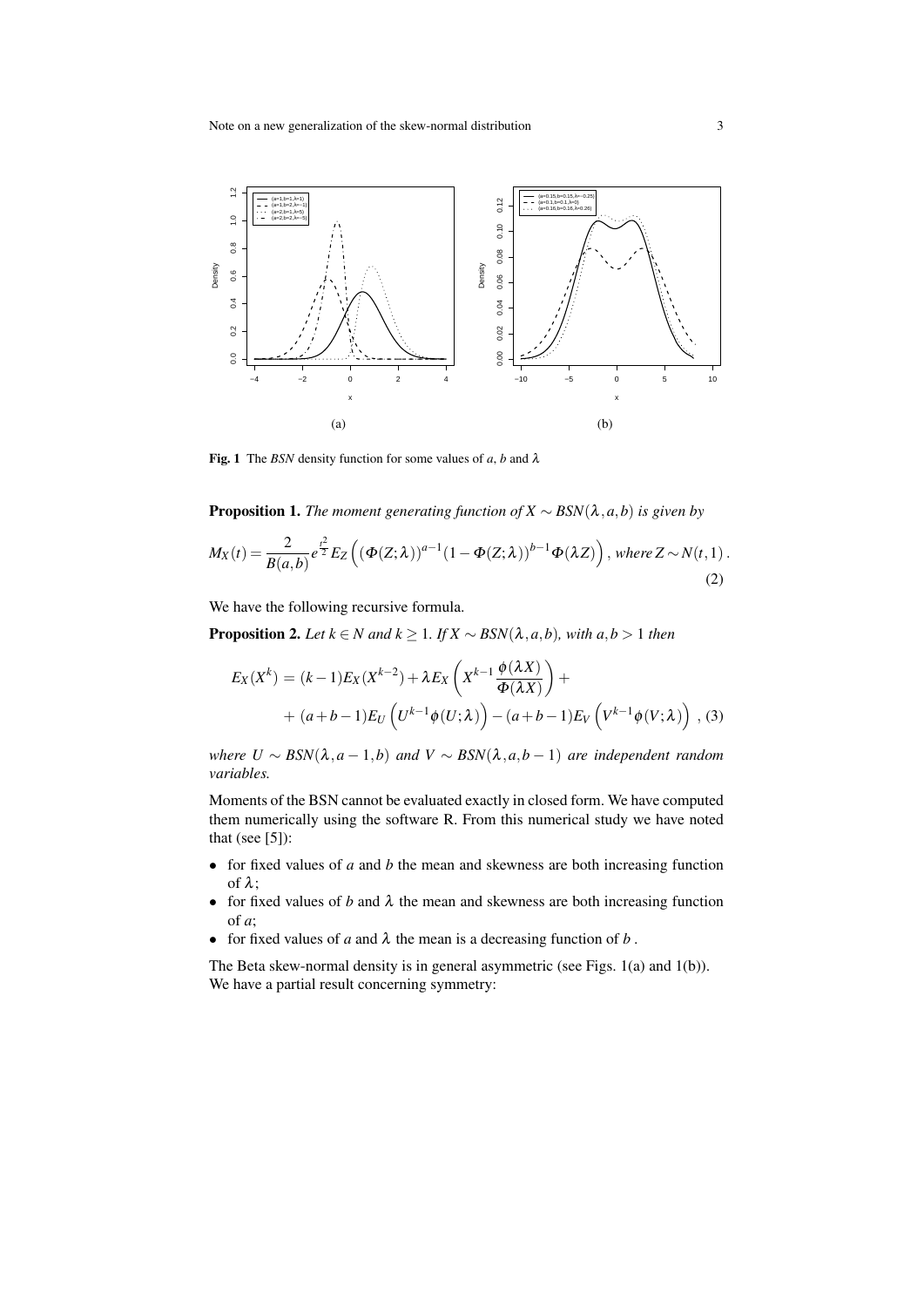**Fig. 1** The *BSN* density function for some values of $a$, $b$ and $\lambda$

**Proposition 1.** *The moment generating function of $X \sim BSN(\lambda, a, b)$ is given by*

$$M_X(t) = \frac{2}{B(a,b)} e^{\frac{t^2}{2}} E_Z\left( (\Phi(Z;\lambda))^{a-1} (1-\Phi(Z;\lambda))^{b-1} \Phi(\lambda Z) \right), \text{ where } Z \sim N(t,1). \tag{2}$$

We have the following recursive formula.

**Proposition 2.** *Let $k \in N$ and $k \geq 1$. If $X \sim BSN(\lambda, a, b)$, with $a, b > 1$ then*

$$\begin{aligned} E_X(X^k) &= (k-1)E_X(X^{k-2}) + \lambda E_X\left( X^{k-1} \frac{\phi(\lambda X)}{\Phi(\lambda X)} \right) + \\ &+ (a+b-1)E_U\left( U^{k-1} \phi(U;\lambda) \right) - (a+b-1)E_V\left( V^{k-1} \phi(V;\lambda) \right), \end{aligned} \tag{3}$$

*where $U \sim BSN(\lambda, a-1, b)$ and $V \sim BSN(\lambda, a, b-1)$ are independent random variables.*

Moments of the BSN cannot be evaluated exactly in closed form. We have computed them numerically using the software R. From this numerical study we have noted that (see [5]):

- for fixed values of $a$ and $b$ the mean and skewness are both increasing function of $\lambda$;
- for fixed values of $b$ and $\lambda$ the mean and skewness are both increasing function of $a$;
- for fixed values of $a$ and $\lambda$ the mean is a decreasing function of $b$.

The Beta skew-normal density is in general asymmetric (see Figs. 1(a) and 1(b)). We have a partial result concerning symmetry: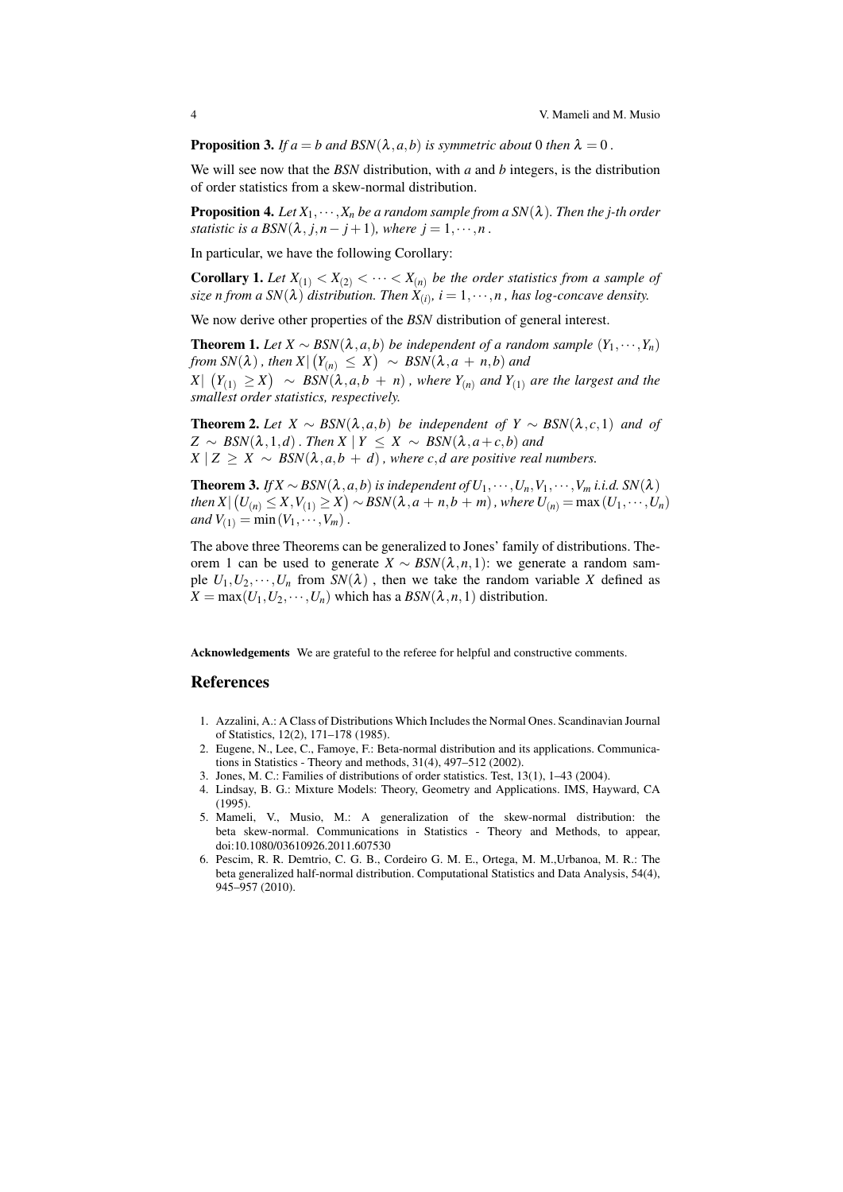**Proposition 3.** *If $a = b$ and $BSN(\lambda, a, b)$ is symmetric about 0 then $\lambda = 0$.*

We will see now that the *BSN* distribution, with *a* and *b* integers, is the distribution of order statistics from a skew-normal distribution.

**Proposition 4.** *Let $X_1, \cdots, X_n$ be a random sample from a $SN(\lambda)$. Then the j-th order statistic is a $BSN(\lambda, j, n-j+1)$, where $j = 1, \cdots, n$.*

In particular, we have the following Corollary:

**Corollary 1.** *Let $X_{(1)} < X_{(2)} < \cdots < X_{(n)}$ be the order statistics from a sample of size n from a $SN(\lambda)$ distribution. Then $X_{(i)}$, $i = 1, \cdots, n$, has log-concave density.*

We now derive other properties of the *BSN* distribution of general interest.

**Theorem 1.** *Let $X \sim BSN(\lambda, a, b)$ be independent of a random sample $(Y_1, \cdots, Y_n)$ from $SN(\lambda)$, then $X| \left(Y_{(n)} \leq X\right) \sim BSN(\lambda, a+n, b)$ and $X| \left(Y_{(1)} \geq X\right) \sim BSN(\lambda, a, b+n)$, where $Y_{(n)}$ and $Y_{(1)}$ are the largest and the smallest order statistics, respectively.*

**Theorem 2.** *Let $X \sim BSN(\lambda, a, b)$ be independent of $Y \sim BSN(\lambda, c, 1)$ and of $Z \sim BSN(\lambda, 1, d)$. Then $X \mid Y \leq X \sim BSN(\lambda, a+c, b)$ and $X \mid Z \geq X \sim BSN(\lambda, a, b+d)$, where $c, d$ are positive real numbers.*

**Theorem 3.** *If $X \sim BSN(\lambda, a, b)$ is independent of $U_1, \cdots, U_n, V_1, \cdots, V_m$ i.i.d. $SN(\lambda)$ then $X| \left(U_{(n)} \leq X, V_{(1)} \geq X\right) \sim BSN(\lambda, a+n, b+m)$, where $U_{(n)} = \max(U_1, \cdots, U_n)$ and $V_{(1)} = \min(V_1, \cdots, V_m)$.*

The above three Theorems can be generalized to Jones' family of distributions. Theorem 1 can be used to generate $X \sim BSN(\lambda, n, 1)$: we generate a random sample $U_1, U_2, \cdots, U_n$ from $SN(\lambda)$, then we take the random variable $X$ defined as $X = \max(U_1, U_2, \cdots, U_n)$ which has a $BSN(\lambda, n, 1)$ distribution.

**Acknowledgements** We are grateful to the referee for helpful and constructive comments.

## References

1. Azzalini, A.: A Class of Distributions Which Includes the Normal Ones. Scandinavian Journal of Statistics, 12(2), 171–178 (1985).
2. Eugene, N., Lee, C., Famoye, F.: Beta-normal distribution and its applications. Communications in Statistics - Theory and methods, 31(4), 497–512 (2002).
3. Jones, M. C.: Families of distributions of order statistics. Test, 13(1), 1–43 (2004).
4. Lindsay, B. G.: Mixture Models: Theory, Geometry and Applications. IMS, Hayward, CA (1995).
5. Mameli, V., Musio, M.: A generalization of the skew-normal distribution: the beta skew-normal. Communications in Statistics - Theory and Methods, to appear, doi:10.1080/03610926.2011.607530
6. Pescim, R. R. Demtrio, C. G. B., Cordeiro G. M. E., Ortega, M. M.,Urbanoa, M. R.: The beta generalized half-normal distribution. Computational Statistics and Data Analysis, 54(4), 945–957 (2010).